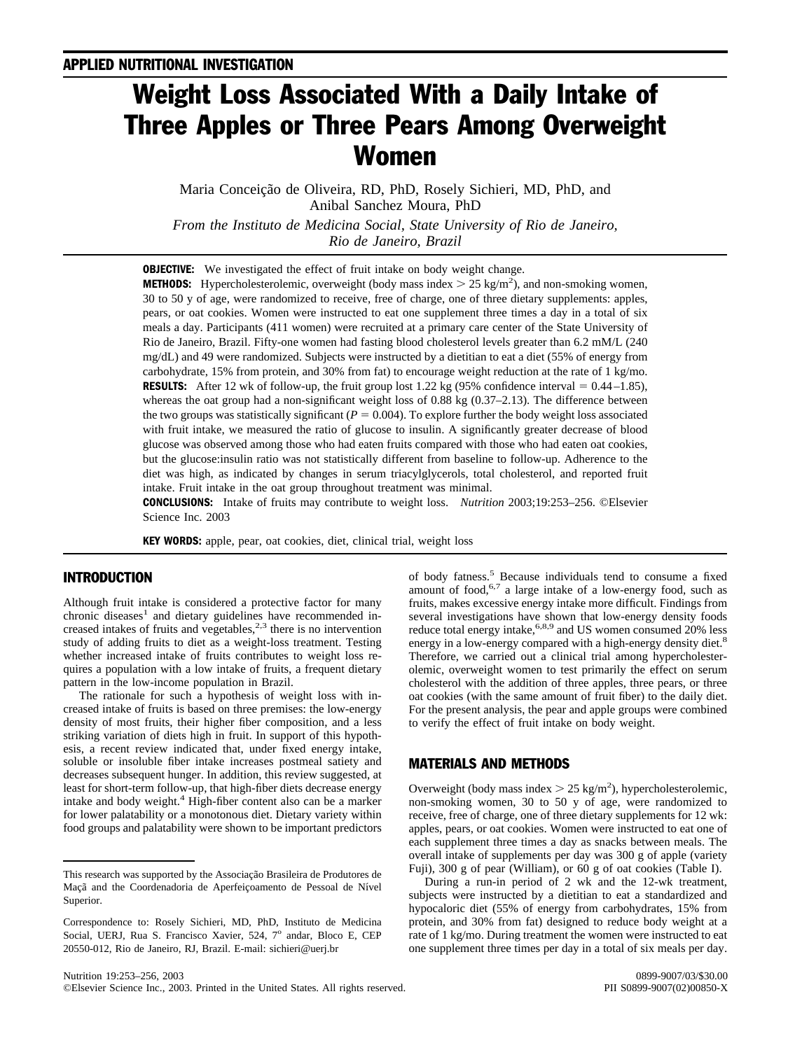APPLIED NUTRITIONAL INVESTIGATION

# Weight Loss Associated With a Daily Intake of Three Apples or Three Pears Among Overweight Women

Maria Conceição de Oliveira, RD, PhD, Rosely Sichieri, MD, PhD, and Anibal Sanchez Moura, PhD

*From the Instituto de Medicina Social, State University of Rio de Janeiro, Rio de Janeiro, Brazil*

**OBJECTIVE:** We investigated the effect of fruit intake on body weight change.

**METHODS:** Hypercholesterolemic, overweight (body mass index > 25 kg/m$^2$), and non-smoking women, 30 to 50 y of age, were randomized to receive, free of charge, one of three dietary supplements: apples, pears, or oat cookies. Women were instructed to eat one supplement three times a day in a total of six meals a day. Participants (411 women) were recruited at a primary care center of the State University of Rio de Janeiro, Brazil. Fifty-one women had fasting blood cholesterol levels greater than 6.2 mM/L (240 mg/dL) and 49 were randomized. Subjects were instructed by a dietitian to eat a diet (55% of energy from carbohydrate, 15% from protein, and 30% from fat) to encourage weight reduction at the rate of 1 kg/mo.

**RESULTS:** After 12 wk of follow-up, the fruit group lost 1.22 kg (95% confidence interval = 0.44–1.85), whereas the oat group had a non-significant weight loss of 0.88 kg (0.37–2.13). The difference between the two groups was statistically significant ($P = 0.004$). To explore further the body weight loss associated with fruit intake, we measured the ratio of glucose to insulin. A significantly greater decrease of blood glucose was observed among those who had eaten fruits compared with those who had eaten oat cookies, but the glucose:insulin ratio was not statistically different from baseline to follow-up. Adherence to the diet was high, as indicated by changes in serum triacylglycerols, total cholesterol, and reported fruit intake. Fruit intake in the oat group throughout treatment was minimal.

**CONCLUSIONS:** Intake of fruits may contribute to weight loss. *Nutrition* 2003;19:253–256. ©Elsevier Science Inc. 2003

**KEY WORDS:** apple, pear, oat cookies, diet, clinical trial, weight loss

## INTRODUCTION

Although fruit intake is considered a protective factor for many chronic diseases[1] and dietary guidelines have recommended increased intakes of fruits and vegetables,[2,3] there is no intervention study of adding fruits to diet as a weight-loss treatment. Testing whether increased intake of fruits contributes to weight loss requires a population with a low intake of fruits, a frequent dietary pattern in the low-income population in Brazil.

The rationale for such a hypothesis of weight loss with increased intake of fruits is based on three premises: the low-energy density of most fruits, their higher fiber composition, and a less striking variation of diets high in fruit. In support of this hypothesis, a recent review indicated that, under fixed energy intake, soluble or insoluble fiber intake increases postmeal satiety and decreases subsequent hunger. In addition, this review suggested, at least for short-term follow-up, that high-fiber diets decrease energy intake and body weight.[4] High-fiber content also can be a marker for lower palatability or a monotonous diet. Dietary variety within food groups and palatability were shown to be important predictors of body fatness.[5] Because individuals tend to consume a fixed amount of food,[6,7] a large intake of a low-energy food, such as fruits, makes excessive energy intake more difficult. Findings from several investigations have shown that low-energy density foods reduce total energy intake,[6,8,9] and US women consumed 20% less energy in a low-energy compared with a high-energy density diet.[8] Therefore, we carried out a clinical trial among hypercholesterolemic, overweight women to test primarily the effect on serum cholesterol with the addition of three apples, three pears, or three oat cookies (with the same amount of fruit fiber) to the daily diet. For the present analysis, the pear and apple groups were combined to verify the effect of fruit intake on body weight.

## MATERIALS AND METHODS

Overweight (body mass index > 25 kg/m$^2$), hypercholesterolemic, non-smoking women, 30 to 50 y of age, were randomized to receive, free of charge, one of three dietary supplements for 12 wk: apples, pears, or oat cookies. Women were instructed to eat one of each supplement three times a day as snacks between meals. The overall intake of supplements per day was 300 g of apple (variety Fuji), 300 g of pear (William), or 60 g of oat cookies (Table I).

During a run-in period of 2 wk and the 12-wk treatment, subjects were instructed by a dietitian to eat a standardized and hypocaloric diet (55% of energy from carbohydrates, 15% from protein, and 30% from fat) designed to reduce body weight at a rate of 1 kg/mo. During treatment the women were instructed to eat one supplement three times per day in a total of six meals per day.

---

This research was supported by the Associação Brasileira de Produtores de Maçã and the Coordenadoria de Aperfeiçoamento de Pessoal de Nível Superior.

Correspondence to: Rosely Sichieri, MD, PhD, Instituto de Medicina Social, UERJ, Rua S. Francisco Xavier, 524, 7° andar, Bloco E, CEP 20550-012, Rio de Janeiro, RJ, Brazil. E-mail: sichieri@uerj.br

©Elsevier Science Inc., 2003. Printed in the United States. All rights reserved.

0899-9007/03/$30.00
PII S0899-9007(02)00850-X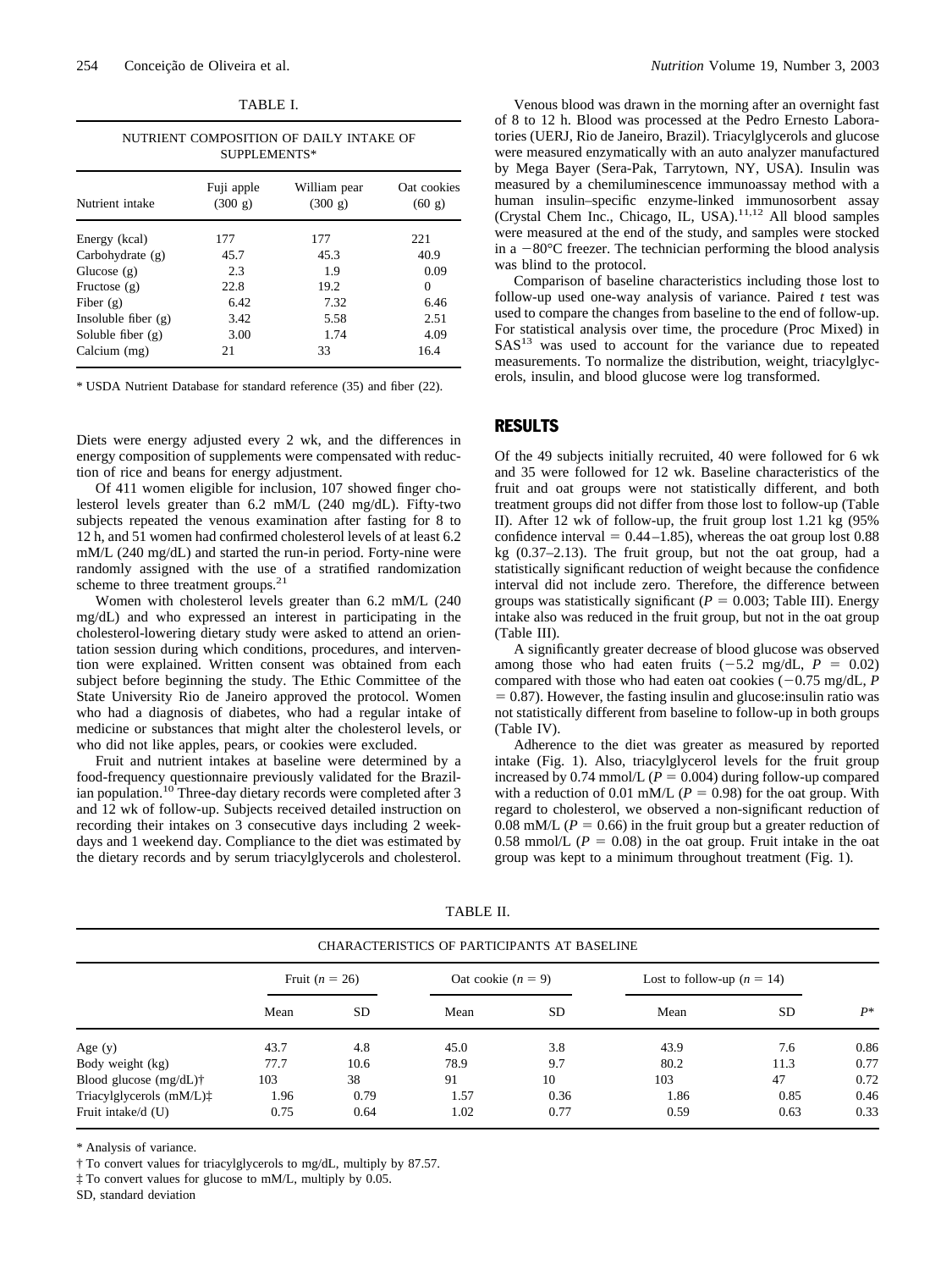TABLE I.

NUTRIENT COMPOSITION OF DAILY INTAKE OF SUPPLEMENTS*

| Nutrient intake | Fuji apple (300 g) | William pear (300 g) | Oat cookies (60 g) |
|---|---|---|---|
| Energy (kcal) | 177 | 177 | 221 |
| Carbohydrate (g) | 45.7 | 45.3 | 40.9 |
| Glucose (g) | 2.3 | 1.9 | 0.09 |
| Fructose (g) | 22.8 | 19.2 | 0 |
| Fiber (g) | 6.42 | 7.32 | 6.46 |
| Insoluble fiber (g) | 3.42 | 5.58 | 2.51 |
| Soluble fiber (g) | 3.00 | 1.74 | 4.09 |
| Calcium (mg) | 21 | 33 | 16.4 |

\* USDA Nutrient Database for standard reference (35) and fiber (22).

Diets were energy adjusted every 2 wk, and the differences in energy composition of supplements were compensated with reduction of rice and beans for energy adjustment.

Of 411 women eligible for inclusion, 107 showed finger cholesterol levels greater than 6.2 mM/L (240 mg/dL). Fifty-two subjects repeated the venous examination after fasting for 8 to 12 h, and 51 women had confirmed cholesterol levels of at least 6.2 mM/L (240 mg/dL) and started the run-in period. Forty-nine were randomly assigned with the use of a stratified randomization scheme to three treatment groups.[21]

Women with cholesterol levels greater than 6.2 mM/L (240 mg/dL) and who expressed an interest in participating in the cholesterol-lowering dietary study were asked to attend an orientation session during which conditions, procedures, and intervention were explained. Written consent was obtained from each subject before beginning the study. The Ethic Committee of the State University Rio de Janeiro approved the protocol. Women who had a diagnosis of diabetes, who had a regular intake of medicine or substances that might alter the cholesterol levels, or who did not like apples, pears, or cookies were excluded.

Fruit and nutrient intakes at baseline were determined by a food-frequency questionnaire previously validated for the Brazilian population.[10] Three-day dietary records were completed after 3 and 12 wk of follow-up. Subjects received detailed instruction on recording their intakes on 3 consecutive days including 2 weekdays and 1 weekend day. Compliance to the diet was estimated by the dietary records and by serum triacylglycerols and cholesterol.

Venous blood was drawn in the morning after an overnight fast of 8 to 12 h. Blood was processed at the Pedro Ernesto Laboratories (UERJ, Rio de Janeiro, Brazil). Triacylglycerols and glucose were measured enzymatically with an auto analyzer manufactured by Mega Bayer (Sera-Pak, Tarrytown, NY, USA). Insulin was measured by a chemiluminescence immunoassay method with a human insulin–specific enzyme-linked immunosorbent assay (Crystal Chem Inc., Chicago, IL, USA).[11,12] All blood samples were measured at the end of the study, and samples were stocked in a $-80$°C freezer. The technician performing the blood analysis was blind to the protocol.

Comparison of baseline characteristics including those lost to follow-up used one-way analysis of variance. Paired *t* test was used to compare the changes from baseline to the end of follow-up. For statistical analysis over time, the procedure (Proc Mixed) in SAS[13] was used to account for the variance due to repeated measurements. To normalize the distribution, weight, triacylglycerols, insulin, and blood glucose were log transformed.

## RESULTS

Of the 49 subjects initially recruited, 40 were followed for 6 wk and 35 were followed for 12 wk. Baseline characteristics of the fruit and oat groups were not statistically different, and both treatment groups did not differ from those lost to follow-up (Table II). After 12 wk of follow-up, the fruit group lost 1.21 kg (95% confidence interval = 0.44–1.85), whereas the oat group lost 0.88 kg (0.37–2.13). The fruit group, but not the oat group, had a statistically significant reduction of weight because the confidence interval did not include zero. Therefore, the difference between groups was statistically significant ($P = 0.003$; Table III). Energy intake also was reduced in the fruit group, but not in the oat group (Table III).

A significantly greater decrease of blood glucose was observed among those who had eaten fruits ($-5.2$ mg/dL, $P = 0.02$) compared with those who had eaten oat cookies ($-0.75$ mg/dL, $P = 0.87$). However, the fasting insulin and glucose:insulin ratio was not statistically different from baseline to follow-up in both groups (Table IV).

Adherence to the diet was greater as measured by reported intake (Fig. 1). Also, triacylglycerol levels for the fruit group increased by 0.74 mmol/L ($P = 0.004$) during follow-up compared with a reduction of 0.01 mM/L ($P = 0.98$) for the oat group. With regard to cholesterol, we observed a non-significant reduction of 0.08 mM/L ($P = 0.66$) in the fruit group but a greater reduction of 0.58 mmol/L ($P = 0.08$) in the oat group. Fruit intake in the oat group was kept to a minimum throughout treatment (Fig. 1).

TABLE II.

CHARACTERISTICS OF PARTICIPANTS AT BASELINE

| | Fruit ($n$ = 26) | | Oat cookie ($n$ = 9) | | Lost to follow-up ($n$ = 14) | | |
|---|---|---|---|---|---|---|---|
| | Mean | SD | Mean | SD | Mean | SD | $P$* |
| Age (y) | 43.7 | 4.8 | 45.0 | 3.8 | 43.9 | 7.6 | 0.86 |
| Body weight (kg) | 77.7 | 10.6 | 78.9 | 9.7 | 80.2 | 11.3 | 0.77 |
| Blood glucose (mg/dL)† | 103 | 38 | 91 | 10 | 103 | 47 | 0.72 |
| Triacylglycerols (mM/L)‡ | 1.96 | 0.79 | 1.57 | 0.36 | 1.86 | 0.85 | 0.46 |
| Fruit intake/d (U) | 0.75 | 0.64 | 1.02 | 0.77 | 0.59 | 0.63 | 0.33 |

\* Analysis of variance.

† To convert values for triacylglycerols to mg/dL, multiply by 87.57.

‡ To convert values for glucose to mM/L, multiply by 0.05.

SD, standard deviation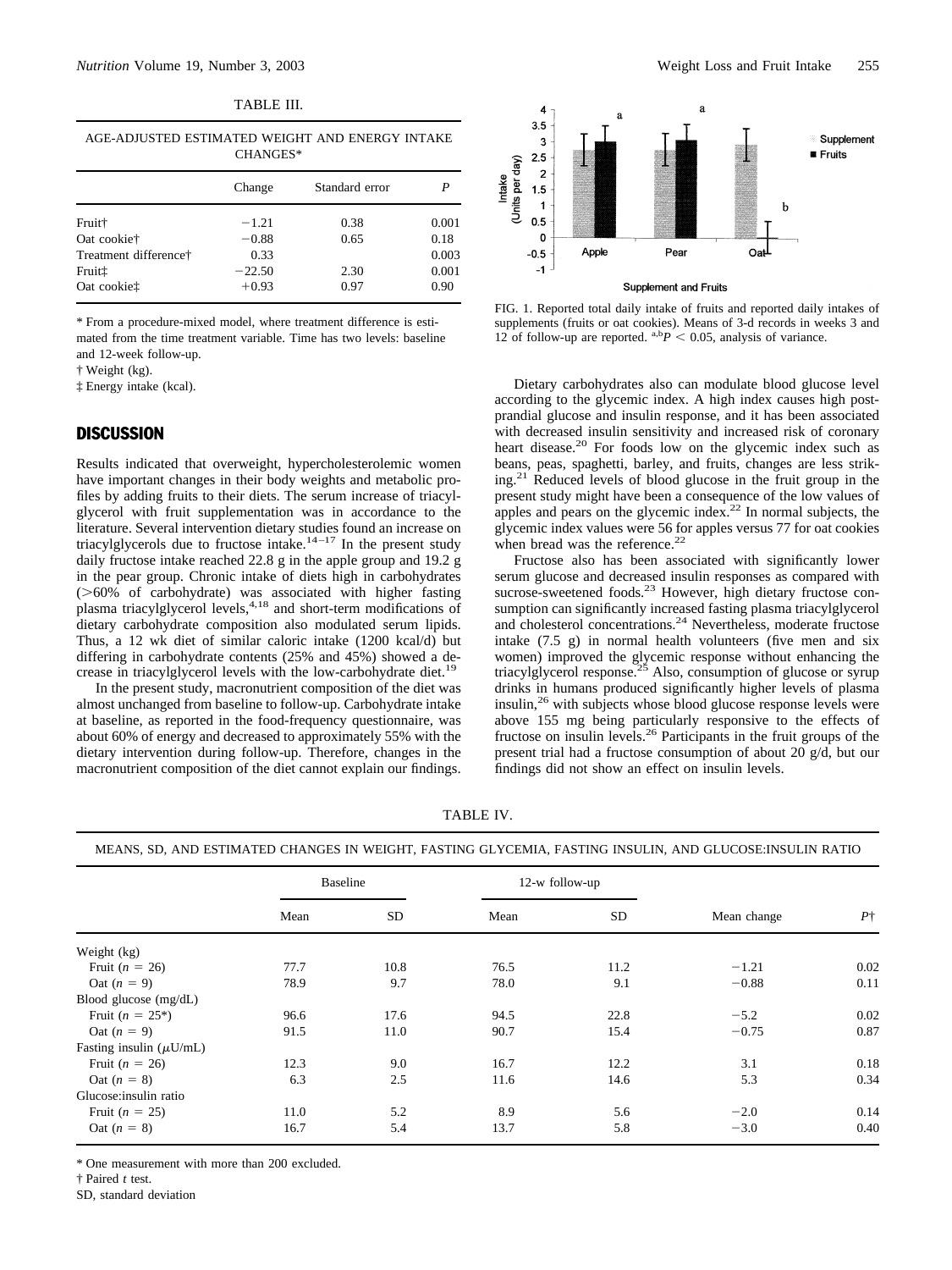TABLE III.

AGE-ADJUSTED ESTIMATED WEIGHT AND ENERGY INTAKE CHANGES*

| | Change | Standard error | P |
|---|---|---|---|
| Fruit† | −1.21 | 0.38 | 0.001 |
| Oat cookie† | −0.88 | 0.65 | 0.18 |
| Treatment difference† | 0.33 | | 0.003 |
| Fruit‡ | −22.50 | 2.30 | 0.001 |
| Oat cookie‡ | +0.93 | 0.97 | 0.90 |

* From a procedure-mixed model, where treatment difference is estimated from the time treatment variable. Time has two levels: baseline and 12-week follow-up.
† Weight (kg).
‡ Energy intake (kcal).

## DISCUSSION

Results indicated that overweight, hypercholesterolemic women have important changes in their body weights and metabolic profiles by adding fruits to their diets. The serum increase of triacylglycerol with fruit supplementation was in accordance to the literature. Several intervention dietary studies found an increase on triacylglycerols due to fructose intake.[14–17] In the present study daily fructose intake reached 22.8 g in the apple group and 19.2 g in the pear group. Chronic intake of diets high in carbohydrates (>60% of carbohydrate) was associated with higher fasting plasma triacylglycerol levels,[4,18] and short-term modifications of dietary carbohydrate composition also modulated serum lipids. Thus, a 12 wk diet of similar caloric intake (1200 kcal/d) but differing in carbohydrate contents (25% and 45%) showed a decrease in triacylglycerol levels with the low-carbohydrate diet.[19]

In the present study, macronutrient composition of the diet was almost unchanged from baseline to follow-up. Carbohydrate intake at baseline, as reported in the food-frequency questionnaire, was about 60% of energy and decreased to approximately 55% with the dietary intervention during follow-up. Therefore, changes in the macronutrient composition of the diet cannot explain our findings.

FIG. 1. Reported total daily intake of fruits and reported daily intakes of supplements (fruits or oat cookies). Means of 3-d records in weeks 3 and 12 of follow-up are reported. [a,b]$P < 0.05$, analysis of variance.

Dietary carbohydrates also can modulate blood glucose level according to the glycemic index. A high index causes high postprandial glucose and insulin response, and it has been associated with decreased insulin sensitivity and increased risk of coronary heart disease.[20] For foods low on the glycemic index such as beans, peas, spaghetti, barley, and fruits, changes are less striking.[21] Reduced levels of blood glucose in the fruit group in the present study might have been a consequence of the low values of apples and pears on the glycemic index.[22] In normal subjects, the glycemic index values were 56 for apples versus 77 for oat cookies when bread was the reference.[22]

Fructose also has been associated with significantly lower serum glucose and decreased insulin responses as compared with sucrose-sweetened foods.[23] However, high dietary fructose consumption can significantly increased fasting plasma triacylglycerol and cholesterol concentrations.[24] Nevertheless, moderate fructose intake (7.5 g) in normal health volunteers (five men and six women) improved the glycemic response without enhancing the triacylglycerol response.[25] Also, consumption of glucose or syrup drinks in humans produced significantly higher levels of plasma insulin,[26] with subjects whose blood glucose response levels were above 155 mg being particularly responsive to the effects of fructose on insulin levels.[26] Participants in the fruit groups of the present trial had a fructose consumption of about 20 g/d, but our findings did not show an effect on insulin levels.

TABLE IV.

MEANS, SD, AND ESTIMATED CHANGES IN WEIGHT, FASTING GLYCEMIA, FASTING INSULIN, AND GLUCOSE:INSULIN RATIO

| | Baseline | | 12-w follow-up | | | |
|---|---|---|---|---|---|---|
| | Mean | SD | Mean | SD | Mean change | P† |
| Weight (kg) | | | | | | |
| Fruit ($n = 26$) | 77.7 | 10.8 | 76.5 | 11.2 | −1.21 | 0.02 |
| Oat ($n = 9$) | 78.9 | 9.7 | 78.0 | 9.1 | −0.88 | 0.11 |
| Blood glucose (mg/dL) | | | | | | |
| Fruit ($n = 25$*) | 96.6 | 17.6 | 94.5 | 22.8 | −5.2 | 0.02 |
| Oat ($n = 9$) | 91.5 | 11.0 | 90.7 | 15.4 | −0.75 | 0.87 |
| Fasting insulin ($\mu$U/mL) | | | | | | |
| Fruit ($n = 26$) | 12.3 | 9.0 | 16.7 | 12.2 | 3.1 | 0.18 |
| Oat ($n = 8$) | 6.3 | 2.5 | 11.6 | 14.6 | 5.3 | 0.34 |
| Glucose:insulin ratio | | | | | | |
| Fruit ($n = 25$) | 11.0 | 5.2 | 8.9 | 5.6 | −2.0 | 0.14 |
| Oat ($n = 8$) | 16.7 | 5.4 | 13.7 | 5.8 | −3.0 | 0.40 |

* One measurement with more than 200 excluded.
† Paired *t* test.
SD, standard deviation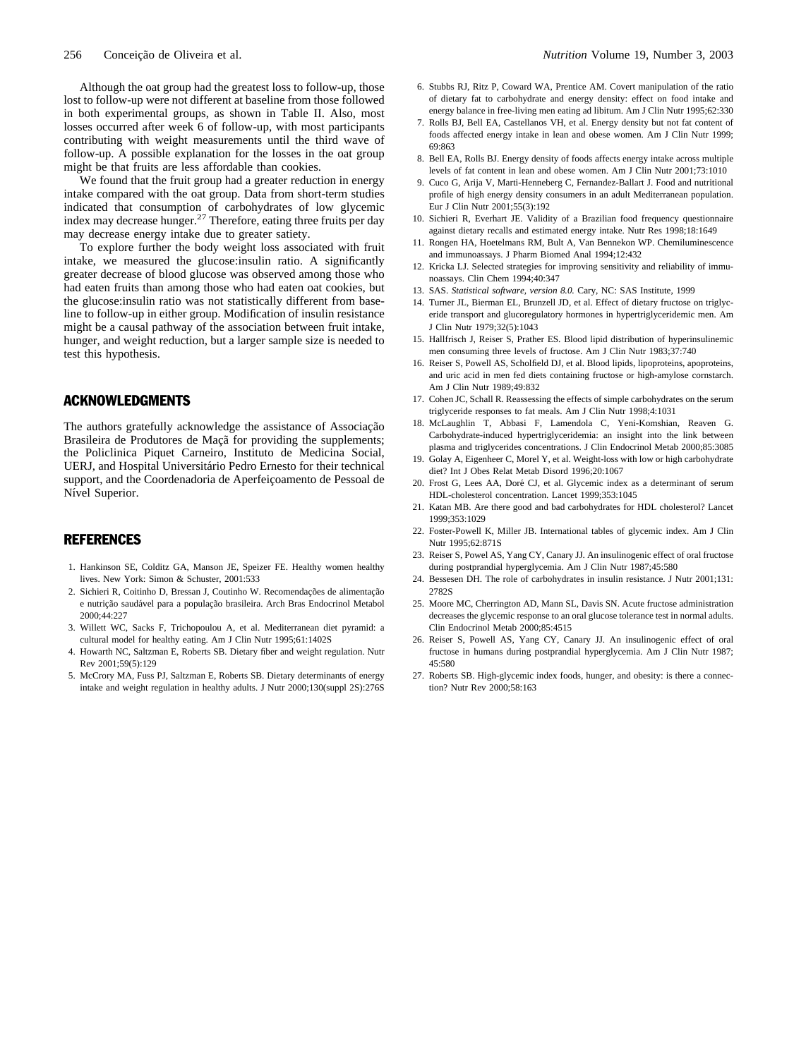Although the oat group had the greatest loss to follow-up, those lost to follow-up were not different at baseline from those followed in both experimental groups, as shown in Table II. Also, most losses occurred after week 6 of follow-up, with most participants contributing with weight measurements until the third wave of follow-up. A possible explanation for the losses in the oat group might be that fruits are less affordable than cookies.

We found that the fruit group had a greater reduction in energy intake compared with the oat group. Data from short-term studies indicated that consumption of carbohydrates of low glycemic index may decrease hunger.[27] Therefore, eating three fruits per day may decrease energy intake due to greater satiety.

To explore further the body weight loss associated with fruit intake, we measured the glucose:insulin ratio. A significantly greater decrease of blood glucose was observed among those who had eaten fruits than among those who had eaten oat cookies, but the glucose:insulin ratio was not statistically different from baseline to follow-up in either group. Modification of insulin resistance might be a causal pathway of the association between fruit intake, hunger, and weight reduction, but a larger sample size is needed to test this hypothesis.

## ACKNOWLEDGMENTS

The authors gratefully acknowledge the assistance of Associação Brasileira de Produtores de Maçã for providing the supplements; the Policlinica Piquet Carneiro, Instituto de Medicina Social, UERJ, and Hospital Universitário Pedro Ernesto for their technical support, and the Coordenadoria de Aperfeiçoamento de Pessoal de Nível Superior.

## REFERENCES

1. Hankinson SE, Colditz GA, Manson JE, Speizer FE. Healthy women healthy lives. New York: Simon & Schuster, 2001:533
2. Sichieri R, Coitinho D, Bressan J, Coutinho W. Recomendações de alimentação e nutrição saudável para a população brasileira. Arch Bras Endocrinol Metabol 2000;44:227
3. Willett WC, Sacks F, Trichopoulou A, et al. Mediterranean diet pyramid: a cultural model for healthy eating. Am J Clin Nutr 1995;61:1402S
4. Howarth NC, Saltzman E, Roberts SB. Dietary fiber and weight regulation. Nutr Rev 2001;59(5):129
5. McCrory MA, Fuss PJ, Saltzman E, Roberts SB. Dietary determinants of energy intake and weight regulation in healthy adults. J Nutr 2000;130(suppl 2S):276S
6. Stubbs RJ, Ritz P, Coward WA, Prentice AM. Covert manipulation of the ratio of dietary fat to carbohydrate and energy density: effect on food intake and energy balance in free-living men eating ad libitum. Am J Clin Nutr 1995;62:330
7. Rolls BJ, Bell EA, Castellanos VH, et al. Energy density but not fat content of foods affected energy intake in lean and obese women. Am J Clin Nutr 1999; 69:863
8. Bell EA, Rolls BJ. Energy density of foods affects energy intake across multiple levels of fat content in lean and obese women. Am J Clin Nutr 2001;73:1010
9. Cuco G, Arija V, Marti-Henneberg C, Fernandez-Ballart J. Food and nutritional profile of high energy density consumers in an adult Mediterranean population. Eur J Clin Nutr 2001;55(3):192
10. Sichieri R, Everhart JE. Validity of a Brazilian food frequency questionnaire against dietary recalls and estimated energy intake. Nutr Res 1998;18:1649
11. Rongen HA, Hoetelmans RM, Bult A, Van Bennekon WP. Chemiluminescence and immunoassays. J Pharm Biomed Anal 1994;12:432
12. Kricka LJ. Selected strategies for improving sensitivity and reliability of immunoassays. Clin Chem 1994;40:347
13. SAS. *Statistical software, version 8.0.* Cary, NC: SAS Institute, 1999
14. Turner JL, Bierman EL, Brunzell JD, et al. Effect of dietary fructose on triglyceride transport and glucoregulatory hormones in hypertriglyceridemic men. Am J Clin Nutr 1979;32(5):1043
15. Hallfrisch J, Reiser S, Prather ES. Blood lipid distribution of hyperinsulinemic men consuming three levels of fructose. Am J Clin Nutr 1983;37:740
16. Reiser S, Powell AS, Scholfield DJ, et al. Blood lipids, lipoproteins, apoproteins, and uric acid in men fed diets containing fructose or high-amylose cornstarch. Am J Clin Nutr 1989;49:832
17. Cohen JC, Schall R. Reassessing the effects of simple carbohydrates on the serum triglyceride responses to fat meals. Am J Clin Nutr 1998;4:1031
18. McLaughlin T, Abbasi F, Lamendola C, Yeni-Komshian, Reaven G. Carbohydrate-induced hypertriglyceridemia: an insight into the link between plasma and triglycerides concentrations. J Clin Endocrinol Metab 2000;85:3085
19. Golay A, Eigenheer C, Morel Y, et al. Weight-loss with low or high carbohydrate diet? Int J Obes Relat Metab Disord 1996;20:1067
20. Frost G, Lees AA, Doré CJ, et al. Glycemic index as a determinant of serum HDL-cholesterol concentration. Lancet 1999;353:1045
21. Katan MB. Are there good and bad carbohydrates for HDL cholesterol? Lancet 1999;353:1029
22. Foster-Powell K, Miller JB. International tables of glycemic index. Am J Clin Nutr 1995;62:871S
23. Reiser S, Powel AS, Yang CY, Canary JJ. An insulinogenic effect of oral fructose during postprandial hyperglycemia. Am J Clin Nutr 1987;45:580
24. Bessesen DH. The role of carbohydrates in insulin resistance. J Nutr 2001;131: 2782S
25. Moore MC, Cherrington AD, Mann SL, Davis SN. Acute fructose administration decreases the glycemic response to an oral glucose tolerance test in normal adults. Clin Endocrinol Metab 2000;85:4515
26. Reiser S, Powell AS, Yang CY, Canary JJ. An insulinogenic effect of oral fructose in humans during postprandial hyperglycemia. Am J Clin Nutr 1987; 45:580
27. Roberts SB. High-glycemic index foods, hunger, and obesity: is there a connection? Nutr Rev 2000;58:163